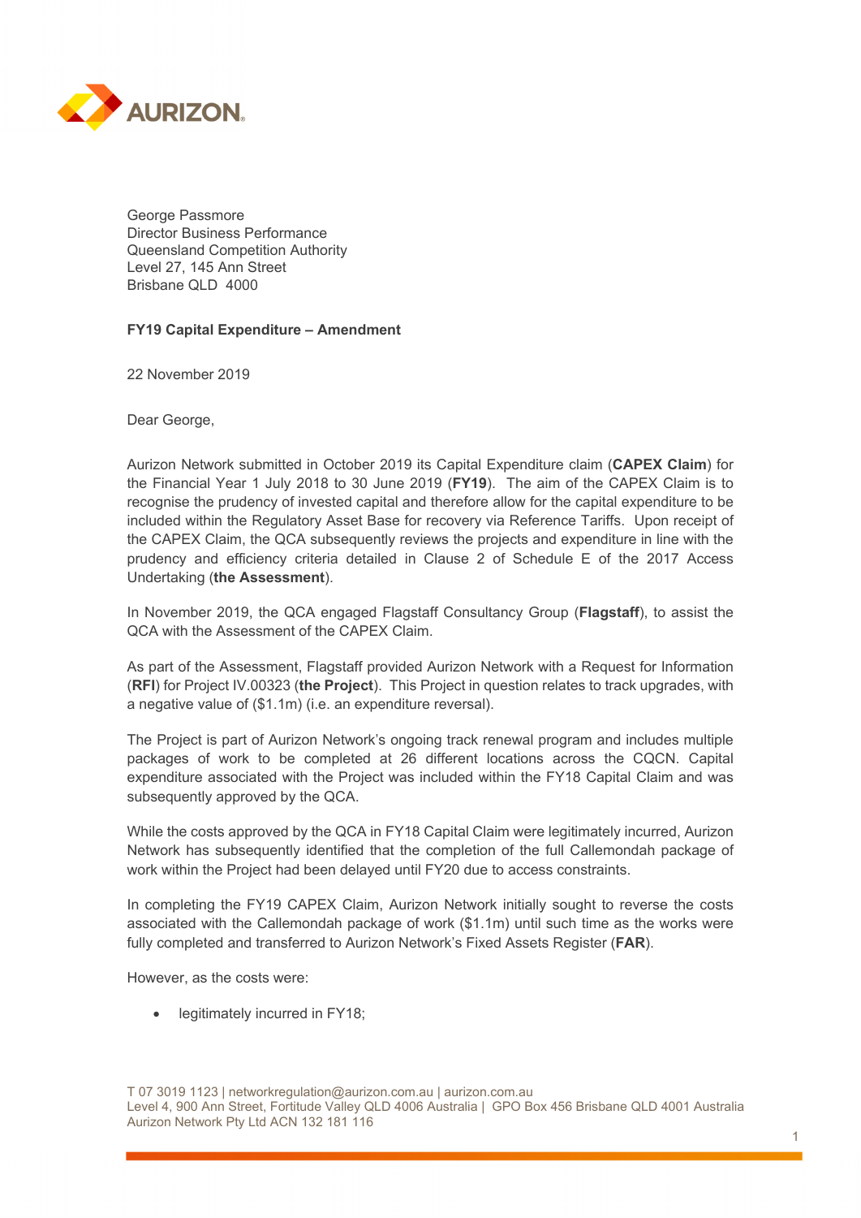George Passmore
Director Business Performance
Queensland Competition Authority
Level 27, 145 Ann Street
Brisbane QLD 4000

**FY19 Capital Expenditure – Amendment**

22 November 2019

Dear George,

Aurizon Network submitted in October 2019 its Capital Expenditure claim (**CAPEX Claim**) for the Financial Year 1 July 2018 to 30 June 2019 (**FY19**). The aim of the CAPEX Claim is to recognise the prudency of invested capital and therefore allow for the capital expenditure to be included within the Regulatory Asset Base for recovery via Reference Tariffs. Upon receipt of the CAPEX Claim, the QCA subsequently reviews the projects and expenditure in line with the prudency and efficiency criteria detailed in Clause 2 of Schedule E of the 2017 Access Undertaking (**the Assessment**).

In November 2019, the QCA engaged Flagstaff Consultancy Group (**Flagstaff**), to assist the QCA with the Assessment of the CAPEX Claim.

As part of the Assessment, Flagstaff provided Aurizon Network with a Request for Information (**RFI**) for Project IV.00323 (**the Project**). This Project in question relates to track upgrades, with a negative value of ($1.1m) (i.e. an expenditure reversal).

The Project is part of Aurizon Network's ongoing track renewal program and includes multiple packages of work to be completed at 26 different locations across the CQCN. Capital expenditure associated with the Project was included within the FY18 Capital Claim and was subsequently approved by the QCA.

While the costs approved by the QCA in FY18 Capital Claim were legitimately incurred, Aurizon Network has subsequently identified that the completion of the full Callemondah package of work within the Project had been delayed until FY20 due to access constraints.

In completing the FY19 CAPEX Claim, Aurizon Network initially sought to reverse the costs associated with the Callemondah package of work ($1.1m) until such time as the works were fully completed and transferred to Aurizon Network's Fixed Assets Register (**FAR**).

However, as the costs were:

- legitimately incurred in FY18;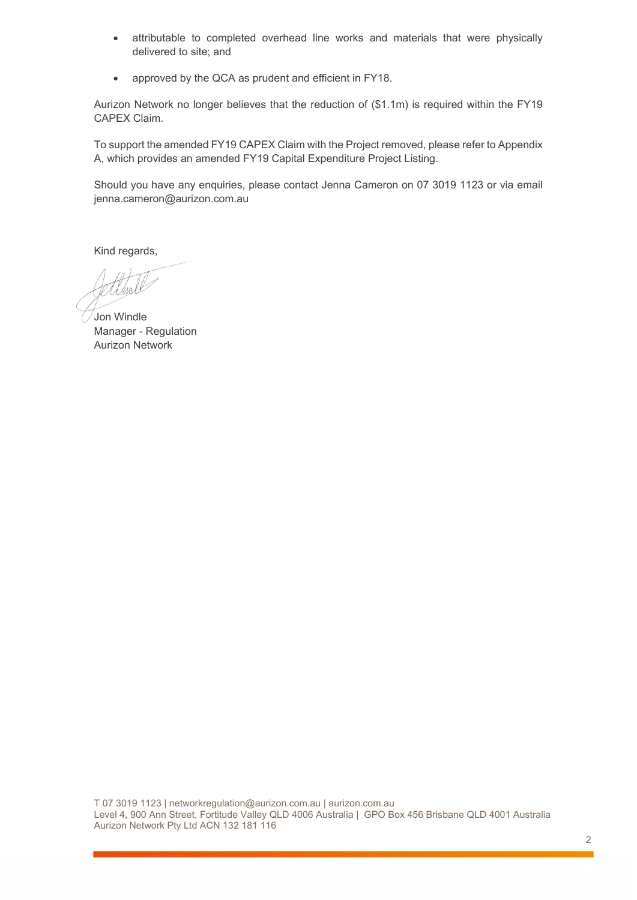- attributable to completed overhead line works and materials that were physically delivered to site; and
- approved by the QCA as prudent and efficient in FY18.

Aurizon Network no longer believes that the reduction of ($1.1m) is required within the FY19 CAPEX Claim.

To support the amended FY19 CAPEX Claim with the Project removed, please refer to Appendix A, which provides an amended FY19 Capital Expenditure Project Listing.

Should you have any enquiries, please contact Jenna Cameron on 07 3019 1123 or via email jenna.cameron@aurizon.com.au

Kind regards,

Jon Windle
Manager - Regulation
Aurizon Network

T 07 3019 1123 | networkregulation@aurizon.com.au | aurizon.com.au
Level 4, 900 Ann Street, Fortitude Valley QLD 4006 Australia | GPO Box 456 Brisbane QLD 4001 Australia
Aurizon Network Pty Ltd ACN 132 181 116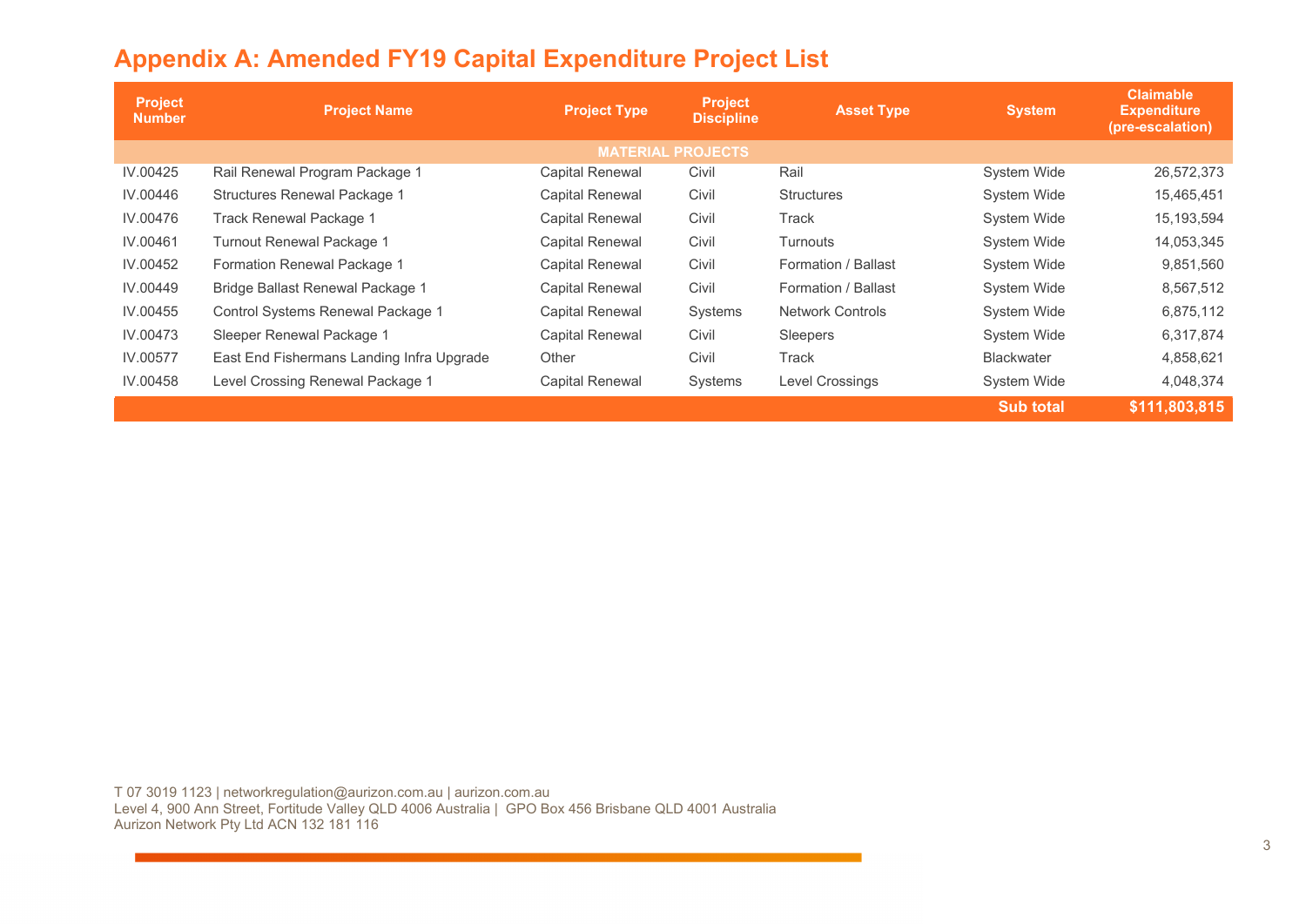# Appendix A: Amended FY19 Capital Expenditure Project List

| Project Number | Project Name | Project Type | Project Discipline | Asset Type | System | Claimable Expenditure (pre-escalation) |
|---|---|---|---|---|---|---|
| **MATERIAL PROJECTS** | | | | | | |
| IV.00425 | Rail Renewal Program Package 1 | Capital Renewal | Civil | Rail | System Wide | 26,572,373 |
| IV.00446 | Structures Renewal Package 1 | Capital Renewal | Civil | Structures | System Wide | 15,465,451 |
| IV.00476 | Track Renewal Package 1 | Capital Renewal | Civil | Track | System Wide | 15,193,594 |
| IV.00461 | Turnout Renewal Package 1 | Capital Renewal | Civil | Turnouts | System Wide | 14,053,345 |
| IV.00452 | Formation Renewal Package 1 | Capital Renewal | Civil | Formation / Ballast | System Wide | 9,851,560 |
| IV.00449 | Bridge Ballast Renewal Package 1 | Capital Renewal | Civil | Formation / Ballast | System Wide | 8,567,512 |
| IV.00455 | Control Systems Renewal Package 1 | Capital Renewal | Systems | Network Controls | System Wide | 6,875,112 |
| IV.00473 | Sleeper Renewal Package 1 | Capital Renewal | Civil | Sleepers | System Wide | 6,317,874 |
| IV.00577 | East End Fishermans Landing Infra Upgrade | Other | Civil | Track | Blackwater | 4,858,621 |
| IV.00458 | Level Crossing Renewal Package 1 | Capital Renewal | Systems | Level Crossings | System Wide | 4,048,374 |
| | | | | | **Sub total** | **$111,803,815** |

T 07 3019 1123 | networkregulation@aurizon.com.au | aurizon.com.au
Level 4, 900 Ann Street, Fortitude Valley QLD 4006 Australia | GPO Box 456 Brisbane QLD 4001 Australia
Aurizon Network Pty Ltd ACN 132 181 116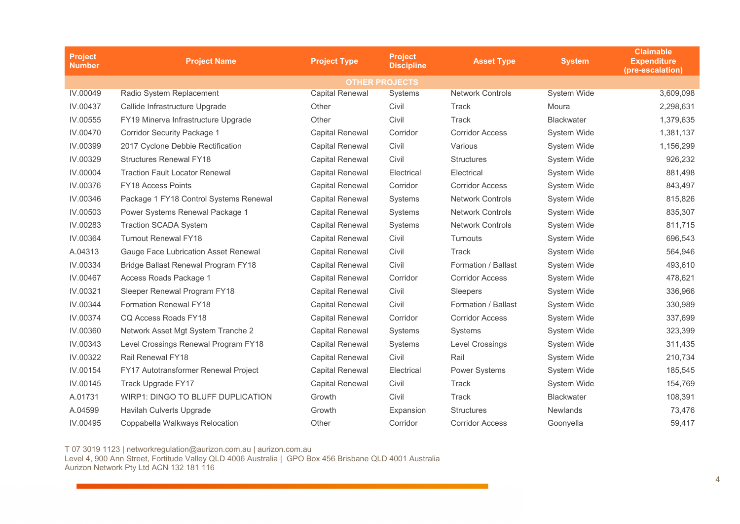| Project Number | Project Name | Project Type | Project Discipline | Asset Type | System | Claimable Expenditure (pre-escalation) |
|---|---|---|---|---|---|---|
| **OTHER PROJECTS** | | | | | | |
| IV.00049 | Radio System Replacement | Capital Renewal | Systems | Network Controls | System Wide | 3,609,098 |
| IV.00437 | Callide Infrastructure Upgrade | Other | Civil | Track | Moura | 2,298,631 |
| IV.00555 | FY19 Minerva Infrastructure Upgrade | Other | Civil | Track | Blackwater | 1,379,635 |
| IV.00470 | Corridor Security Package 1 | Capital Renewal | Corridor | Corridor Access | System Wide | 1,381,137 |
| IV.00399 | 2017 Cyclone Debbie Rectification | Capital Renewal | Civil | Various | System Wide | 1,156,299 |
| IV.00329 | Structures Renewal FY18 | Capital Renewal | Civil | Structures | System Wide | 926,232 |
| IV.00004 | Traction Fault Locator Renewal | Capital Renewal | Electrical | Electrical | System Wide | 881,498 |
| IV.00376 | FY18 Access Points | Capital Renewal | Corridor | Corridor Access | System Wide | 843,497 |
| IV.00346 | Package 1 FY18 Control Systems Renewal | Capital Renewal | Systems | Network Controls | System Wide | 815,826 |
| IV.00503 | Power Systems Renewal Package 1 | Capital Renewal | Systems | Network Controls | System Wide | 835,307 |
| IV.00283 | Traction SCADA System | Capital Renewal | Systems | Network Controls | System Wide | 811,715 |
| IV.00364 | Turnout Renewal FY18 | Capital Renewal | Civil | Turnouts | System Wide | 696,543 |
| A.04313 | Gauge Face Lubrication Asset Renewal | Capital Renewal | Civil | Track | System Wide | 564,946 |
| IV.00334 | Bridge Ballast Renewal Program FY18 | Capital Renewal | Civil | Formation / Ballast | System Wide | 493,610 |
| IV.00467 | Access Roads Package 1 | Capital Renewal | Corridor | Corridor Access | System Wide | 478,621 |
| IV.00321 | Sleeper Renewal Program FY18 | Capital Renewal | Civil | Sleepers | System Wide | 336,966 |
| IV.00344 | Formation Renewal FY18 | Capital Renewal | Civil | Formation / Ballast | System Wide | 330,989 |
| IV.00374 | CQ Access Roads FY18 | Capital Renewal | Corridor | Corridor Access | System Wide | 337,699 |
| IV.00360 | Network Asset Mgt System Tranche 2 | Capital Renewal | Systems | Systems | System Wide | 323,399 |
| IV.00343 | Level Crossings Renewal Program FY18 | Capital Renewal | Systems | Level Crossings | System Wide | 311,435 |
| IV.00322 | Rail Renewal FY18 | Capital Renewal | Civil | Rail | System Wide | 210,734 |
| IV.00154 | FY17 Autotransformer Renewal Project | Capital Renewal | Electrical | Power Systems | System Wide | 185,545 |
| IV.00145 | Track Upgrade FY17 | Capital Renewal | Civil | Track | System Wide | 154,769 |
| A.01731 | WIRP1: DINGO TO BLUFF DUPLICATION | Growth | Civil | Track | Blackwater | 108,391 |
| A.04599 | Havilah Culverts Upgrade | Growth | Expansion | Structures | Newlands | 73,476 |
| IV.00495 | Coppabella Walkways Relocation | Other | Corridor | Corridor Access | Goonyella | 59,417 |

T 07 3019 1123 | networkregulation@aurizon.com.au | aurizon.com.au
Level 4, 900 Ann Street, Fortitude Valley QLD 4006 Australia | GPO Box 456 Brisbane QLD 4001 Australia
Aurizon Network Pty Ltd ACN 132 181 116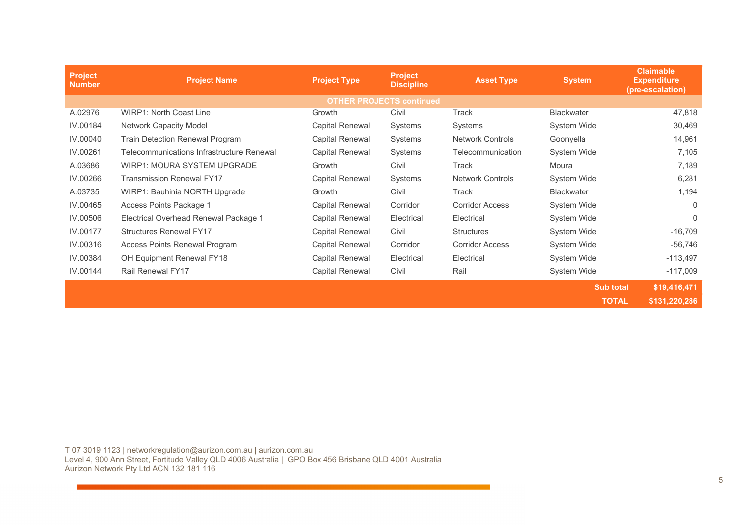| Project Number | Project Name | Project Type | Project Discipline | Asset Type | System | Claimable Expenditure (pre-escalation) |
|---|---|---|---|---|---|---|
| **OTHER PROJECTS continued** | | | | | | |
| A.02976 | WIRP1: North Coast Line | Growth | Civil | Track | Blackwater | 47,818 |
| IV.00184 | Network Capacity Model | Capital Renewal | Systems | Systems | System Wide | 30,469 |
| IV.00040 | Train Detection Renewal Program | Capital Renewal | Systems | Network Controls | Goonyella | 14,961 |
| IV.00261 | Telecommunications Infrastructure Renewal | Capital Renewal | Systems | Telecommunication | System Wide | 7,105 |
| A.03686 | WIRP1: MOURA SYSTEM UPGRADE | Growth | Civil | Track | Moura | 7,189 |
| IV.00266 | Transmission Renewal FY17 | Capital Renewal | Systems | Network Controls | System Wide | 6,281 |
| A.03735 | WIRP1: Bauhinia NORTH Upgrade | Growth | Civil | Track | Blackwater | 1,194 |
| IV.00465 | Access Points Package 1 | Capital Renewal | Corridor | Corridor Access | System Wide | 0 |
| IV.00506 | Electrical Overhead Renewal Package 1 | Capital Renewal | Electrical | Electrical | System Wide | 0 |
| IV.00177 | Structures Renewal FY17 | Capital Renewal | Civil | Structures | System Wide | -16,709 |
| IV.00316 | Access Points Renewal Program | Capital Renewal | Corridor | Corridor Access | System Wide | -56,746 |
| IV.00384 | OH Equipment Renewal FY18 | Capital Renewal | Electrical | Electrical | System Wide | -113,497 |
| IV.00144 | Rail Renewal FY17 | Capital Renewal | Civil | Rail | System Wide | -117,009 |
| | | | | | **Sub total** | **$19,416,471** |
| | | | | | **TOTAL** | **$131,220,286** |

T 07 3019 1123 | networkregulation@aurizon.com.au | aurizon.com.au
Level 4, 900 Ann Street, Fortitude Valley QLD 4006 Australia | GPO Box 456 Brisbane QLD 4001 Australia
Aurizon Network Pty Ltd ACN 132 181 116